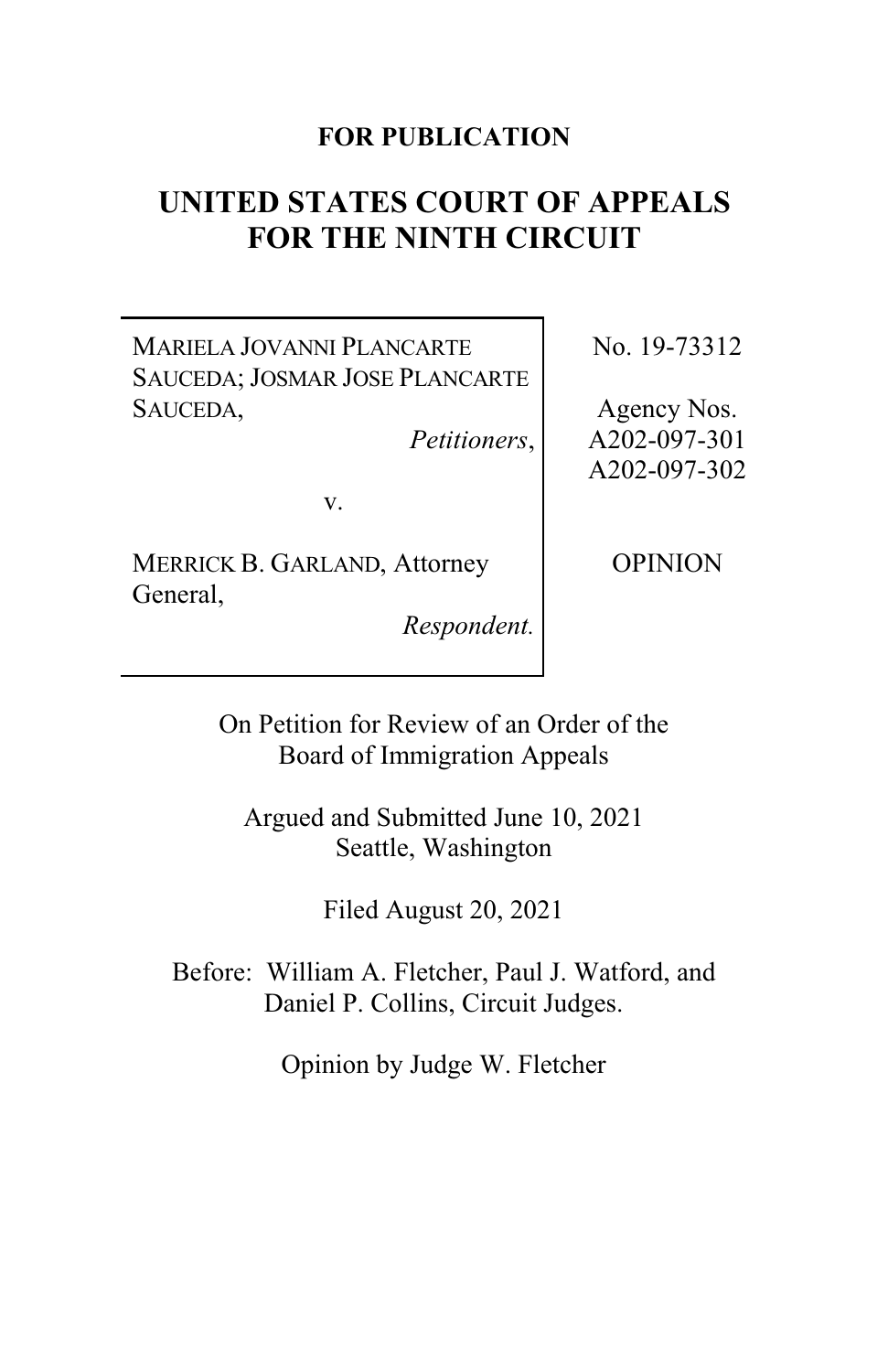**FOR PUBLICATION**

# UNITED STATES COURT OF APPEALS FOR THE NINTH CIRCUIT

| | |
|---|---|
| MARIELA JOVANNI PLANCARTE SAUCEDA; JOSMAR JOSE PLANCARTE SAUCEDA, *Petitioners*, | No. 19-73312 |
| v. | Agency Nos. A202-097-301 A202-097-302 |
| MERRICK B. GARLAND, Attorney General, *Respondent.* | OPINION |

On Petition for Review of an Order of the Board of Immigration Appeals

Argued and Submitted June 10, 2021
Seattle, Washington

Filed August 20, 2021

Before: William A. Fletcher, Paul J. Watford, and Daniel P. Collins, Circuit Judges.

Opinion by Judge W. Fletcher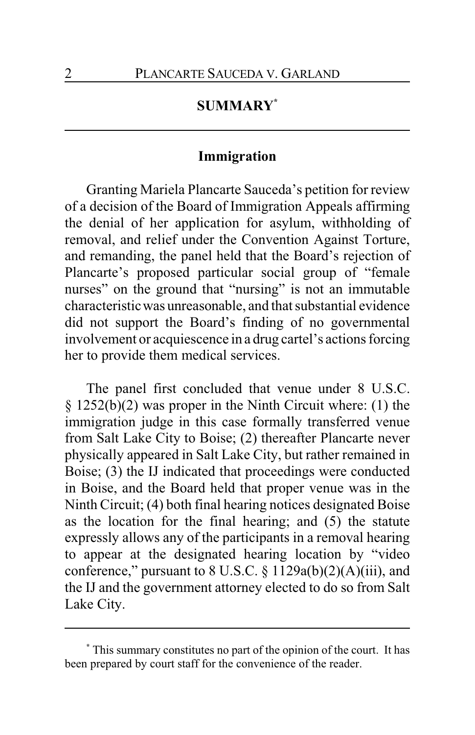## SUMMARY[*]

### Immigration

Granting Mariela Plancarte Sauceda's petition for review of a decision of the Board of Immigration Appeals affirming the denial of her application for asylum, withholding of removal, and relief under the Convention Against Torture, and remanding, the panel held that the Board's rejection of Plancarte's proposed particular social group of "female nurses" on the ground that "nursing" is not an immutable characteristic was unreasonable, and that substantial evidence did not support the Board's finding of no governmental involvement or acquiescence in a drug cartel's actions forcing her to provide them medical services.

The panel first concluded that venue under 8 U.S.C. § 1252(b)(2) was proper in the Ninth Circuit where: (1) the immigration judge in this case formally transferred venue from Salt Lake City to Boise; (2) thereafter Plancarte never physically appeared in Salt Lake City, but rather remained in Boise; (3) the IJ indicated that proceedings were conducted in Boise, and the Board held that proper venue was in the Ninth Circuit; (4) both final hearing notices designated Boise as the location for the final hearing; and (5) the statute expressly allows any of the participants in a removal hearing to appear at the designated hearing location by "video conference," pursuant to 8 U.S.C. § 1129a(b)(2)(A)(iii), and the IJ and the government attorney elected to do so from Salt Lake City.

---

[*] This summary constitutes no part of the opinion of the court. It has been prepared by court staff for the convenience of the reader.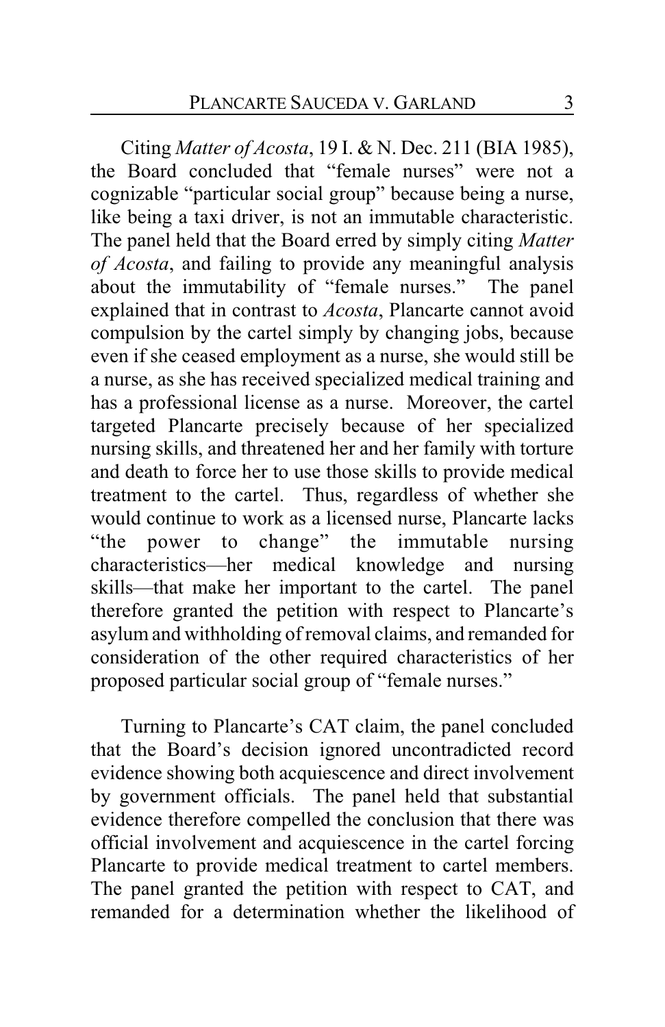Citing *Matter of Acosta*, 19 I. & N. Dec. 211 (BIA 1985), the Board concluded that "female nurses" were not a cognizable "particular social group" because being a nurse, like being a taxi driver, is not an immutable characteristic. The panel held that the Board erred by simply citing *Matter of Acosta*, and failing to provide any meaningful analysis about the immutability of "female nurses." The panel explained that in contrast to *Acosta*, Plancarte cannot avoid compulsion by the cartel simply by changing jobs, because even if she ceased employment as a nurse, she would still be a nurse, as she has received specialized medical training and has a professional license as a nurse. Moreover, the cartel targeted Plancarte precisely because of her specialized nursing skills, and threatened her and her family with torture and death to force her to use those skills to provide medical treatment to the cartel. Thus, regardless of whether she would continue to work as a licensed nurse, Plancarte lacks "the power to change" the immutable nursing characteristics—her medical knowledge and nursing skills—that make her important to the cartel. The panel therefore granted the petition with respect to Plancarte's asylum and withholding of removal claims, and remanded for consideration of the other required characteristics of her proposed particular social group of "female nurses."

Turning to Plancarte's CAT claim, the panel concluded that the Board's decision ignored uncontradicted record evidence showing both acquiescence and direct involvement by government officials. The panel held that substantial evidence therefore compelled the conclusion that there was official involvement and acquiescence in the cartel forcing Plancarte to provide medical treatment to cartel members. The panel granted the petition with respect to CAT, and remanded for a determination whether the likelihood of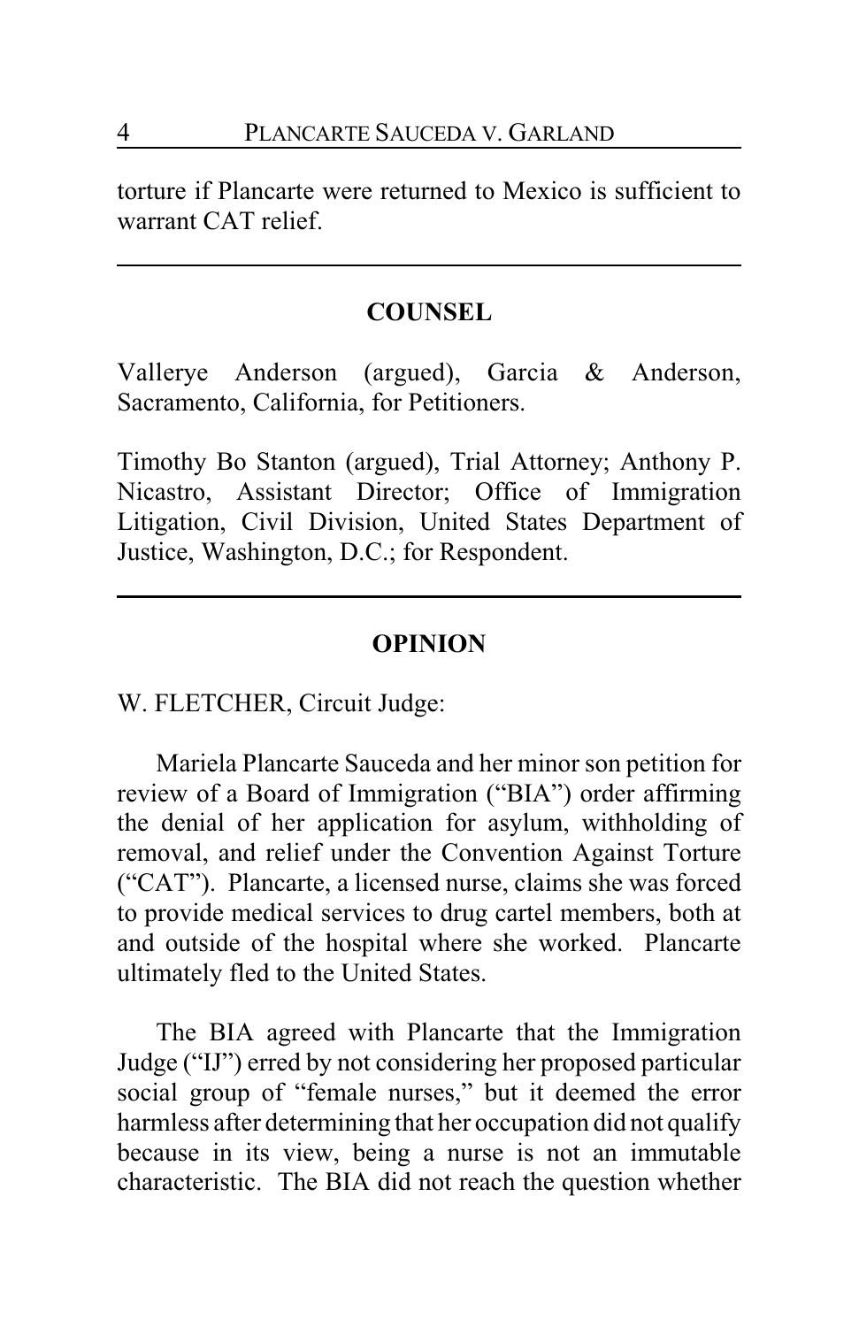torture if Plancarte were returned to Mexico is sufficient to warrant CAT relief.

---

## COUNSEL

Vallerye Anderson (argued), Garcia & Anderson, Sacramento, California, for Petitioners.

Timothy Bo Stanton (argued), Trial Attorney; Anthony P. Nicastro, Assistant Director; Office of Immigration Litigation, Civil Division, United States Department of Justice, Washington, D.C.; for Respondent.

---

## OPINION

W. FLETCHER, Circuit Judge:

Mariela Plancarte Sauceda and her minor son petition for review of a Board of Immigration ("BIA") order affirming the denial of her application for asylum, withholding of removal, and relief under the Convention Against Torture ("CAT"). Plancarte, a licensed nurse, claims she was forced to provide medical services to drug cartel members, both at and outside of the hospital where she worked. Plancarte ultimately fled to the United States.

The BIA agreed with Plancarte that the Immigration Judge ("IJ") erred by not considering her proposed particular social group of "female nurses," but it deemed the error harmless after determining that her occupation did not qualify because in its view, being a nurse is not an immutable characteristic. The BIA did not reach the question whether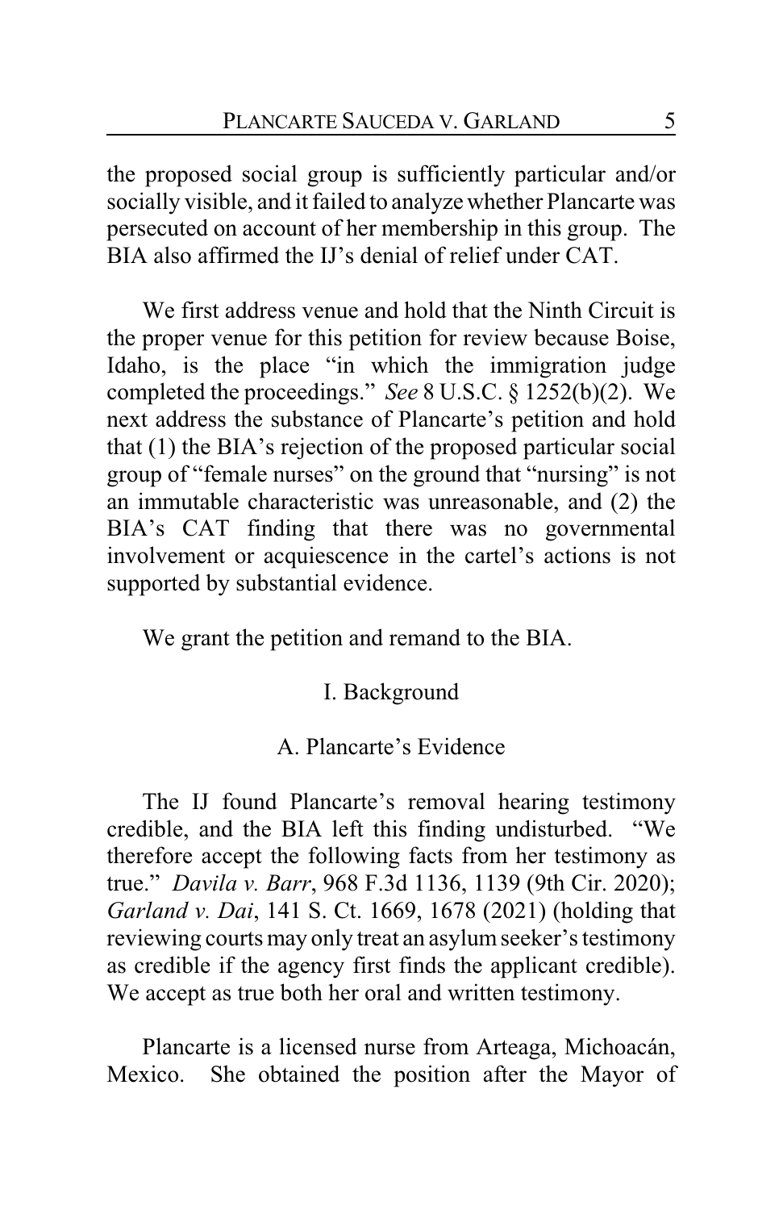the proposed social group is sufficiently particular and/or socially visible, and it failed to analyze whether Plancarte was persecuted on account of her membership in this group. The BIA also affirmed the IJ's denial of relief under CAT.

We first address venue and hold that the Ninth Circuit is the proper venue for this petition for review because Boise, Idaho, is the place "in which the immigration judge completed the proceedings." *See* 8 U.S.C. § 1252(b)(2). We next address the substance of Plancarte's petition and hold that (1) the BIA's rejection of the proposed particular social group of "female nurses" on the ground that "nursing" is not an immutable characteristic was unreasonable, and (2) the BIA's CAT finding that there was no governmental involvement or acquiescence in the cartel's actions is not supported by substantial evidence.

We grant the petition and remand to the BIA.

## I. Background

### A. Plancarte's Evidence

The IJ found Plancarte's removal hearing testimony credible, and the BIA left this finding undisturbed. "We therefore accept the following facts from her testimony as true." *Davila v. Barr*, 968 F.3d 1136, 1139 (9th Cir. 2020); *Garland v. Dai*, 141 S. Ct. 1669, 1678 (2021) (holding that reviewing courts may only treat an asylum seeker's testimony as credible if the agency first finds the applicant credible). We accept as true both her oral and written testimony.

Plancarte is a licensed nurse from Arteaga, Michoacán, Mexico. She obtained the position after the Mayor of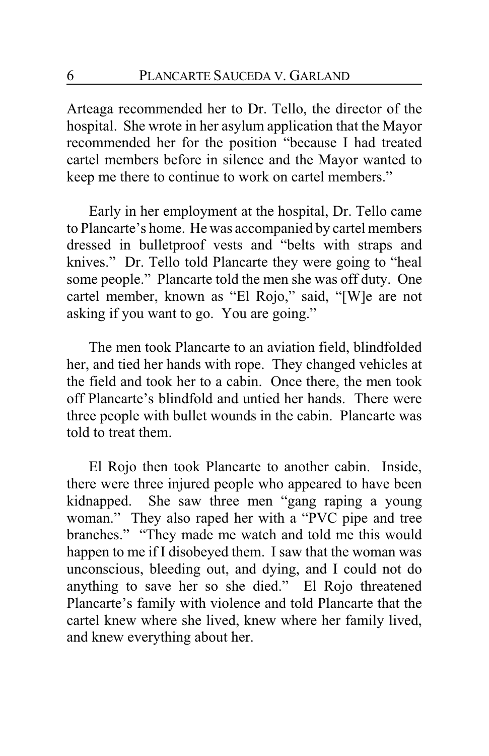Arteaga recommended her to Dr. Tello, the director of the hospital. She wrote in her asylum application that the Mayor recommended her for the position "because I had treated cartel members before in silence and the Mayor wanted to keep me there to continue to work on cartel members."

Early in her employment at the hospital, Dr. Tello came to Plancarte's home. He was accompanied by cartel members dressed in bulletproof vests and "belts with straps and knives." Dr. Tello told Plancarte they were going to "heal some people." Plancarte told the men she was off duty. One cartel member, known as "El Rojo," said, "[W]e are not asking if you want to go. You are going."

The men took Plancarte to an aviation field, blindfolded her, and tied her hands with rope. They changed vehicles at the field and took her to a cabin. Once there, the men took off Plancarte's blindfold and untied her hands. There were three people with bullet wounds in the cabin. Plancarte was told to treat them.

El Rojo then took Plancarte to another cabin. Inside, there were three injured people who appeared to have been kidnapped. She saw three men "gang raping a young woman." They also raped her with a "PVC pipe and tree branches." "They made me watch and told me this would happen to me if I disobeyed them. I saw that the woman was unconscious, bleeding out, and dying, and I could not do anything to save her so she died." El Rojo threatened Plancarte's family with violence and told Plancarte that the cartel knew where she lived, knew where her family lived, and knew everything about her.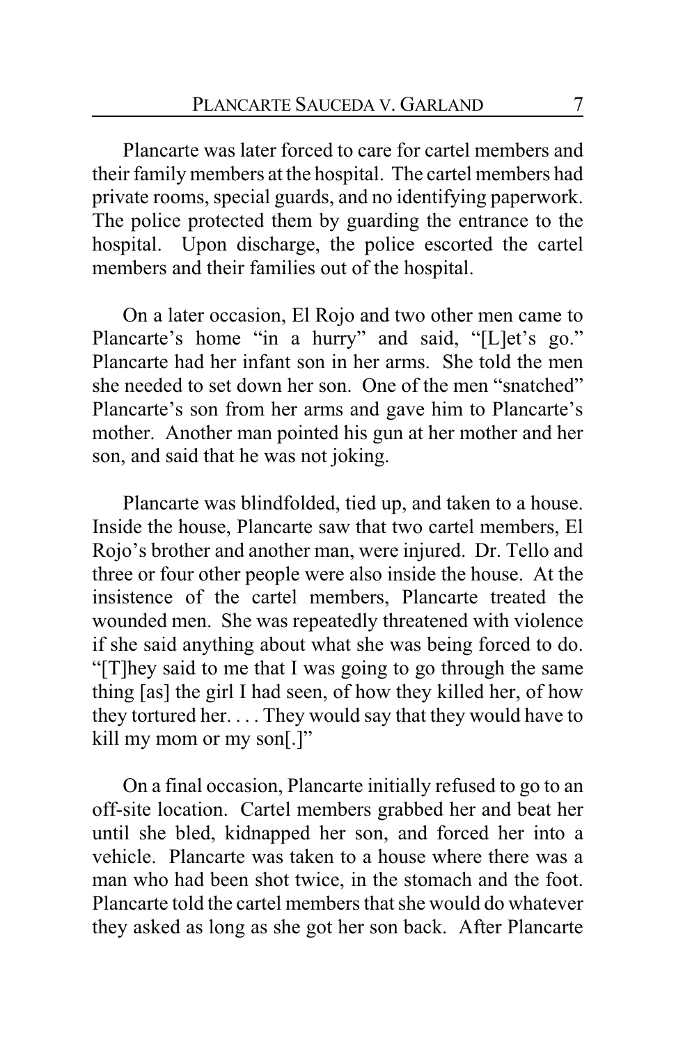Plancarte was later forced to care for cartel members and their family members at the hospital. The cartel members had private rooms, special guards, and no identifying paperwork. The police protected them by guarding the entrance to the hospital. Upon discharge, the police escorted the cartel members and their families out of the hospital.

On a later occasion, El Rojo and two other men came to Plancarte's home "in a hurry" and said, "[L]et's go." Plancarte had her infant son in her arms. She told the men she needed to set down her son. One of the men "snatched" Plancarte's son from her arms and gave him to Plancarte's mother. Another man pointed his gun at her mother and her son, and said that he was not joking.

Plancarte was blindfolded, tied up, and taken to a house. Inside the house, Plancarte saw that two cartel members, El Rojo's brother and another man, were injured. Dr. Tello and three or four other people were also inside the house. At the insistence of the cartel members, Plancarte treated the wounded men. She was repeatedly threatened with violence if she said anything about what she was being forced to do. "[T]hey said to me that I was going to go through the same thing [as] the girl I had seen, of how they killed her, of how they tortured her. . . . They would say that they would have to kill my mom or my son[.]"

On a final occasion, Plancarte initially refused to go to an off-site location. Cartel members grabbed her and beat her until she bled, kidnapped her son, and forced her into a vehicle. Plancarte was taken to a house where there was a man who had been shot twice, in the stomach and the foot. Plancarte told the cartel members that she would do whatever they asked as long as she got her son back. After Plancarte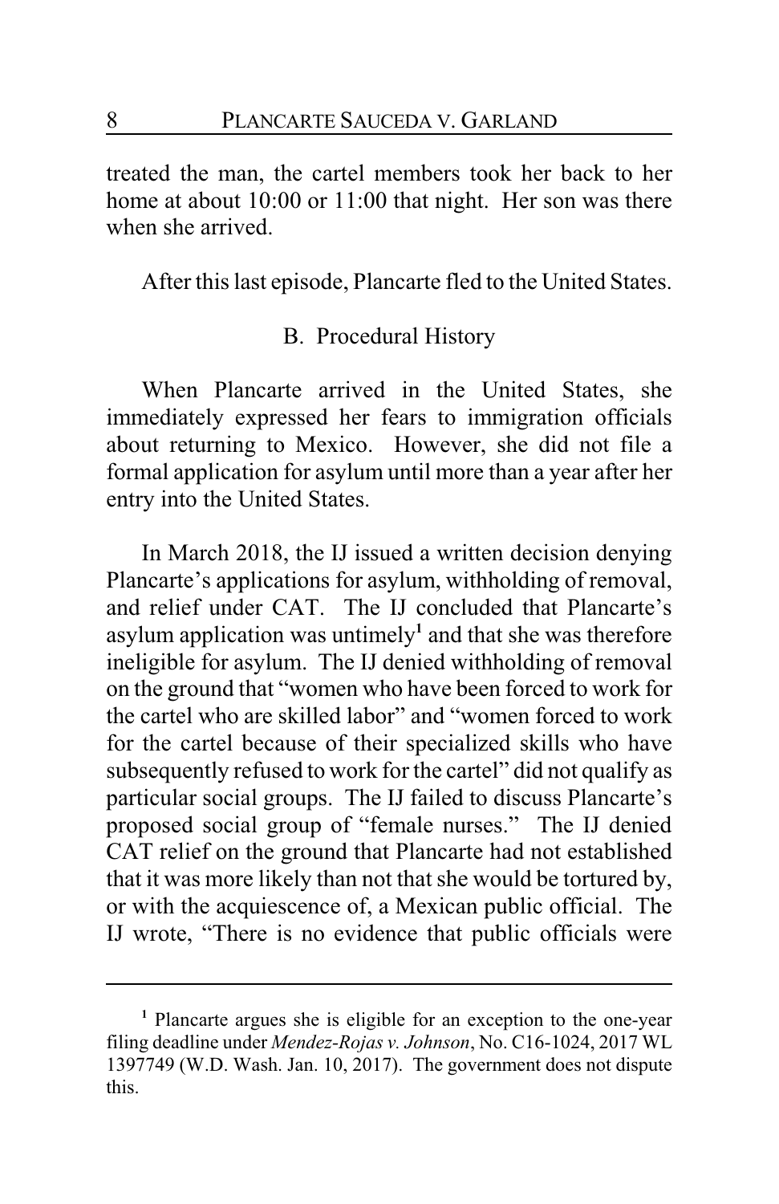treated the man, the cartel members took her back to her home at about 10:00 or 11:00 that night. Her son was there when she arrived.

After this last episode, Plancarte fled to the United States.

### B. Procedural History

When Plancarte arrived in the United States, she immediately expressed her fears to immigration officials about returning to Mexico. However, she did not file a formal application for asylum until more than a year after her entry into the United States.

In March 2018, the IJ issued a written decision denying Plancarte's applications for asylum, withholding of removal, and relief under CAT. The IJ concluded that Plancarte's asylum application was untimely[1] and that she was therefore ineligible for asylum. The IJ denied withholding of removal on the ground that "women who have been forced to work for the cartel who are skilled labor" and "women forced to work for the cartel because of their specialized skills who have subsequently refused to work for the cartel" did not qualify as particular social groups. The IJ failed to discuss Plancarte's proposed social group of "female nurses." The IJ denied CAT relief on the ground that Plancarte had not established that it was more likely than not that she would be tortured by, or with the acquiescence of, a Mexican public official. The IJ wrote, "There is no evidence that public officials were

---

[1] Plancarte argues she is eligible for an exception to the one-year filing deadline under *Mendez-Rojas v. Johnson*, No. C16-1024, 2017 WL 1397749 (W.D. Wash. Jan. 10, 2017). The government does not dispute this.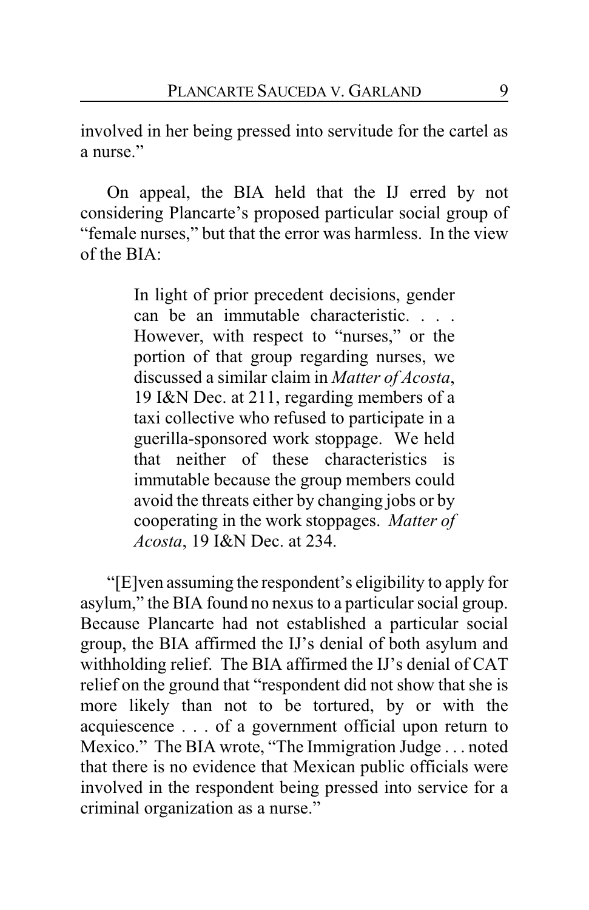involved in her being pressed into servitude for the cartel as a nurse."

On appeal, the BIA held that the IJ erred by not considering Plancarte's proposed particular social group of "female nurses," but that the error was harmless. In the view of the BIA:

> In light of prior precedent decisions, gender can be an immutable characteristic. . . . However, with respect to "nurses," or the portion of that group regarding nurses, we discussed a similar claim in *Matter of Acosta*, 19 I&N Dec. at 211, regarding members of a taxi collective who refused to participate in a guerilla-sponsored work stoppage. We held that neither of these characteristics is immutable because the group members could avoid the threats either by changing jobs or by cooperating in the work stoppages. *Matter of Acosta*, 19 I&N Dec. at 234.

"[E]ven assuming the respondent's eligibility to apply for asylum," the BIA found no nexus to a particular social group. Because Plancarte had not established a particular social group, the BIA affirmed the IJ's denial of both asylum and withholding relief. The BIA affirmed the IJ's denial of CAT relief on the ground that "respondent did not show that she is more likely than not to be tortured, by or with the acquiescence . . . of a government official upon return to Mexico." The BIA wrote, "The Immigration Judge . . . noted that there is no evidence that Mexican public officials were involved in the respondent being pressed into service for a criminal organization as a nurse."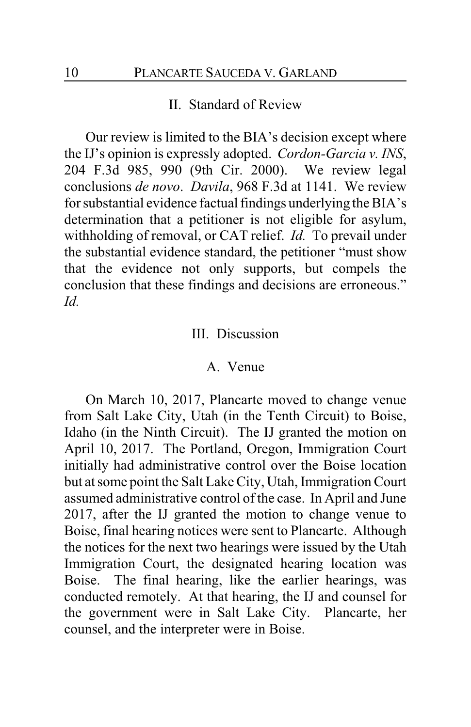## II. Standard of Review

Our review is limited to the BIA's decision except where the IJ's opinion is expressly adopted. *Cordon-Garcia v. INS*, 204 F.3d 985, 990 (9th Cir. 2000). We review legal conclusions *de novo*. *Davila*, 968 F.3d at 1141. We review for substantial evidence factual findings underlying the BIA's determination that a petitioner is not eligible for asylum, withholding of removal, or CAT relief. *Id.* To prevail under the substantial evidence standard, the petitioner "must show that the evidence not only supports, but compels the conclusion that these findings and decisions are erroneous." *Id.*

## III. Discussion

### A. Venue

On March 10, 2017, Plancarte moved to change venue from Salt Lake City, Utah (in the Tenth Circuit) to Boise, Idaho (in the Ninth Circuit). The IJ granted the motion on April 10, 2017. The Portland, Oregon, Immigration Court initially had administrative control over the Boise location but at some point the Salt Lake City, Utah, Immigration Court assumed administrative control of the case. In April and June 2017, after the IJ granted the motion to change venue to Boise, final hearing notices were sent to Plancarte. Although the notices for the next two hearings were issued by the Utah Immigration Court, the designated hearing location was Boise. The final hearing, like the earlier hearings, was conducted remotely. At that hearing, the IJ and counsel for the government were in Salt Lake City. Plancarte, her counsel, and the interpreter were in Boise.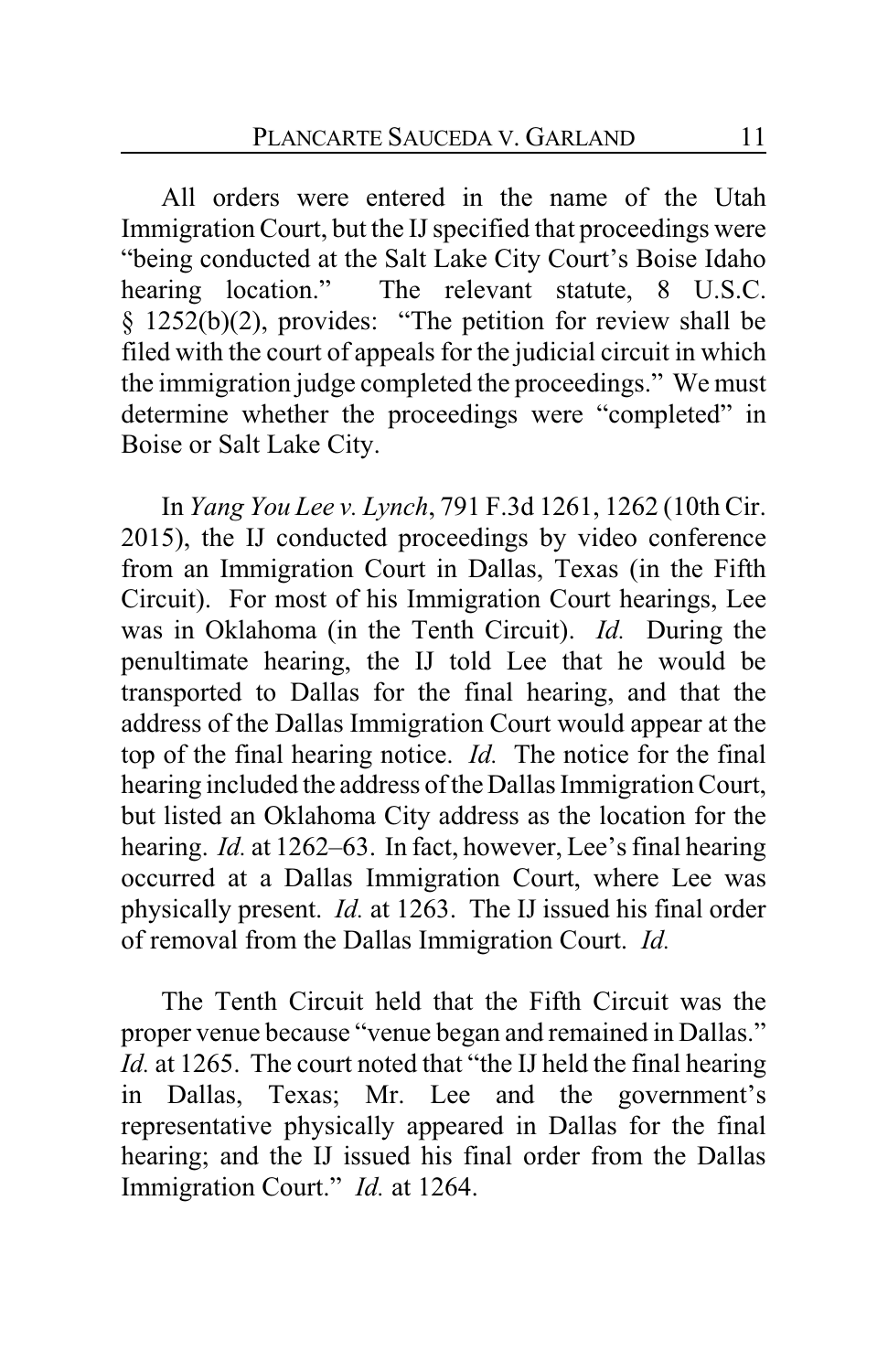All orders were entered in the name of the Utah Immigration Court, but the IJ specified that proceedings were "being conducted at the Salt Lake City Court's Boise Idaho hearing location." The relevant statute, 8 U.S.C. § 1252(b)(2), provides: "The petition for review shall be filed with the court of appeals for the judicial circuit in which the immigration judge completed the proceedings." We must determine whether the proceedings were "completed" in Boise or Salt Lake City.

In *Yang You Lee v. Lynch*, 791 F.3d 1261, 1262 (10th Cir. 2015), the IJ conducted proceedings by video conference from an Immigration Court in Dallas, Texas (in the Fifth Circuit). For most of his Immigration Court hearings, Lee was in Oklahoma (in the Tenth Circuit). *Id.* During the penultimate hearing, the IJ told Lee that he would be transported to Dallas for the final hearing, and that the address of the Dallas Immigration Court would appear at the top of the final hearing notice. *Id.* The notice for the final hearing included the address of the Dallas Immigration Court, but listed an Oklahoma City address as the location for the hearing. *Id.* at 1262–63. In fact, however, Lee's final hearing occurred at a Dallas Immigration Court, where Lee was physically present. *Id.* at 1263. The IJ issued his final order of removal from the Dallas Immigration Court. *Id.*

The Tenth Circuit held that the Fifth Circuit was the proper venue because "venue began and remained in Dallas." *Id.* at 1265. The court noted that "the IJ held the final hearing in Dallas, Texas; Mr. Lee and the government's representative physically appeared in Dallas for the final hearing; and the IJ issued his final order from the Dallas Immigration Court." *Id.* at 1264.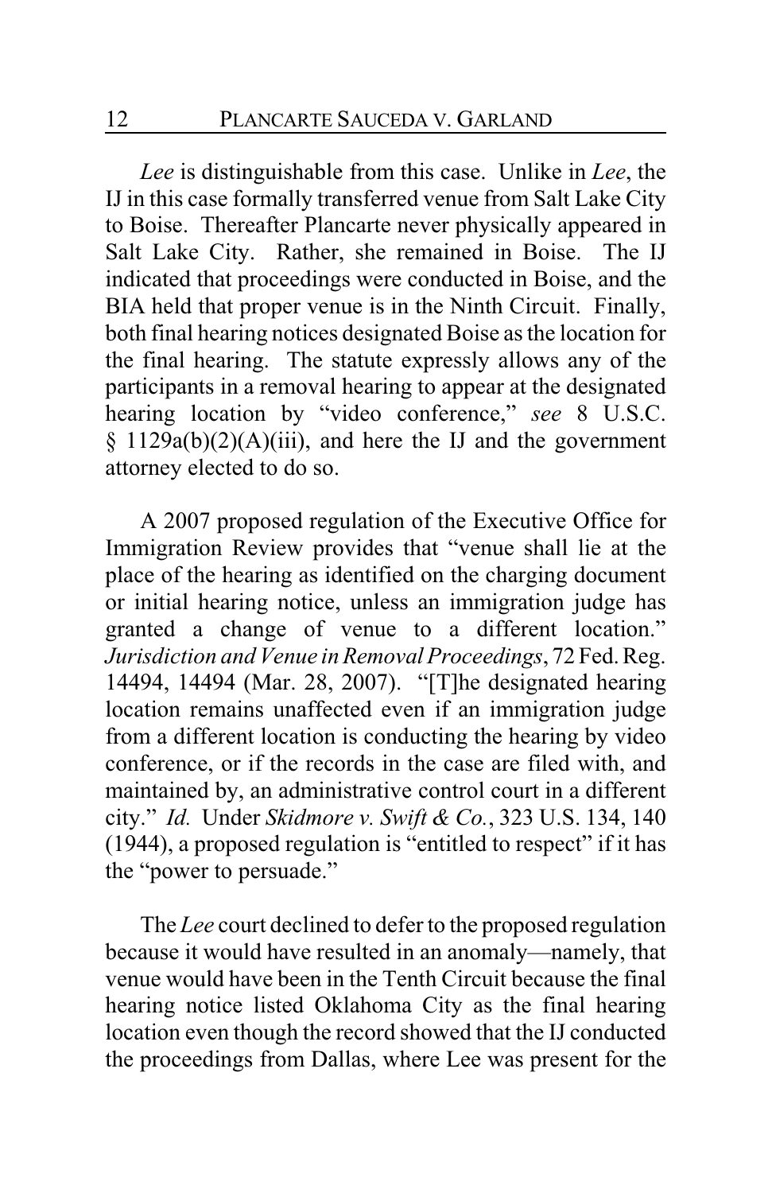*Lee* is distinguishable from this case. Unlike in *Lee*, the IJ in this case formally transferred venue from Salt Lake City to Boise. Thereafter Plancarte never physically appeared in Salt Lake City. Rather, she remained in Boise. The IJ indicated that proceedings were conducted in Boise, and the BIA held that proper venue is in the Ninth Circuit. Finally, both final hearing notices designated Boise as the location for the final hearing. The statute expressly allows any of the participants in a removal hearing to appear at the designated hearing location by "video conference," *see* 8 U.S.C. § 1129a(b)(2)(A)(iii), and here the IJ and the government attorney elected to do so.

A 2007 proposed regulation of the Executive Office for Immigration Review provides that "venue shall lie at the place of the hearing as identified on the charging document or initial hearing notice, unless an immigration judge has granted a change of venue to a different location." *Jurisdiction and Venue in Removal Proceedings*, 72 Fed. Reg. 14494, 14494 (Mar. 28, 2007). "[T]he designated hearing location remains unaffected even if an immigration judge from a different location is conducting the hearing by video conference, or if the records in the case are filed with, and maintained by, an administrative control court in a different city." *Id.* Under *Skidmore v. Swift & Co.*, 323 U.S. 134, 140 (1944), a proposed regulation is "entitled to respect" if it has the "power to persuade."

The *Lee* court declined to defer to the proposed regulation because it would have resulted in an anomaly—namely, that venue would have been in the Tenth Circuit because the final hearing notice listed Oklahoma City as the final hearing location even though the record showed that the IJ conducted the proceedings from Dallas, where Lee was present for the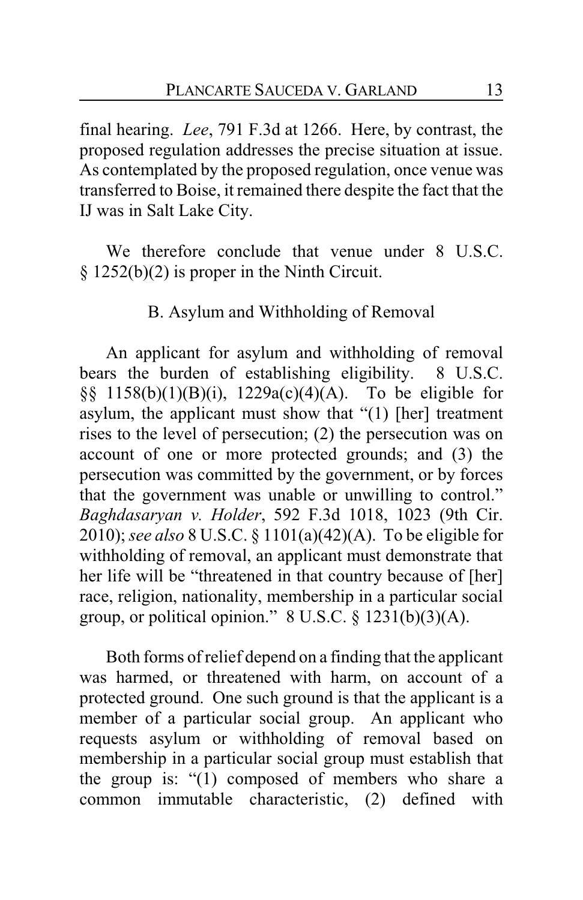final hearing. *Lee*, 791 F.3d at 1266. Here, by contrast, the proposed regulation addresses the precise situation at issue. As contemplated by the proposed regulation, once venue was transferred to Boise, it remained there despite the fact that the IJ was in Salt Lake City.

We therefore conclude that venue under 8 U.S.C. § 1252(b)(2) is proper in the Ninth Circuit.

### B. Asylum and Withholding of Removal

An applicant for asylum and withholding of removal bears the burden of establishing eligibility. 8 U.S.C. §§ 1158(b)(1)(B)(i), 1229a(c)(4)(A). To be eligible for asylum, the applicant must show that "(1) [her] treatment rises to the level of persecution; (2) the persecution was on account of one or more protected grounds; and (3) the persecution was committed by the government, or by forces that the government was unable or unwilling to control." *Baghdasaryan v. Holder*, 592 F.3d 1018, 1023 (9th Cir. 2010); *see also* 8 U.S.C. § 1101(a)(42)(A). To be eligible for withholding of removal, an applicant must demonstrate that her life will be "threatened in that country because of [her] race, religion, nationality, membership in a particular social group, or political opinion." 8 U.S.C. § 1231(b)(3)(A).

Both forms of relief depend on a finding that the applicant was harmed, or threatened with harm, on account of a protected ground. One such ground is that the applicant is a member of a particular social group. An applicant who requests asylum or withholding of removal based on membership in a particular social group must establish that the group is: "(1) composed of members who share a common immutable characteristic, (2) defined with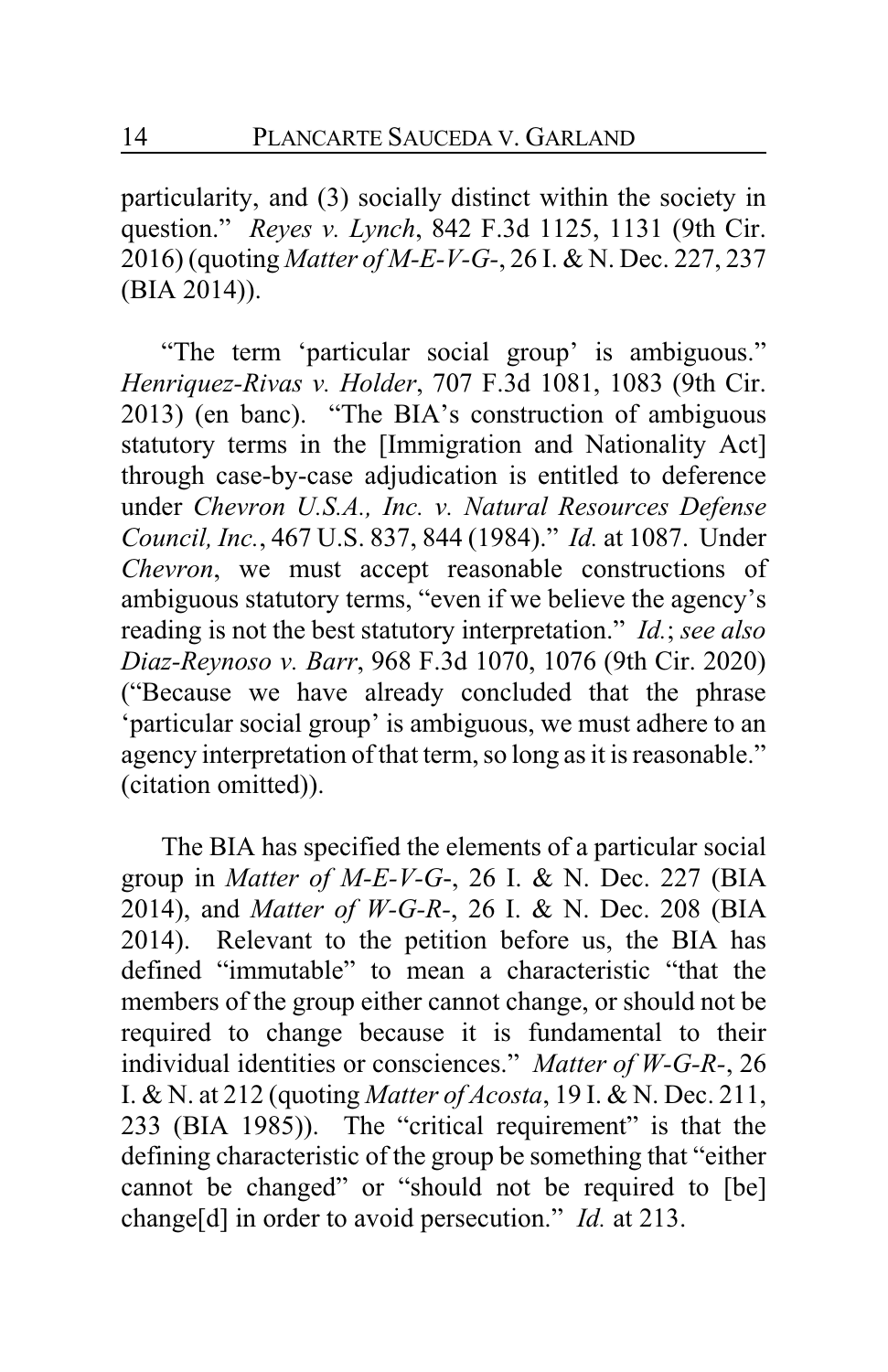particularity, and (3) socially distinct within the society in question." *Reyes v. Lynch*, 842 F.3d 1125, 1131 (9th Cir. 2016) (quoting *Matter of M-E-V-G-*, 26 I. & N. Dec. 227, 237 (BIA 2014)).

"The term 'particular social group' is ambiguous." *Henriquez-Rivas v. Holder*, 707 F.3d 1081, 1083 (9th Cir. 2013) (en banc). "The BIA's construction of ambiguous statutory terms in the [Immigration and Nationality Act] through case-by-case adjudication is entitled to deference under *Chevron U.S.A., Inc. v. Natural Resources Defense Council, Inc.*, 467 U.S. 837, 844 (1984)." *Id.* at 1087. Under *Chevron*, we must accept reasonable constructions of ambiguous statutory terms, "even if we believe the agency's reading is not the best statutory interpretation." *Id.*; *see also Diaz-Reynoso v. Barr*, 968 F.3d 1070, 1076 (9th Cir. 2020) ("Because we have already concluded that the phrase 'particular social group' is ambiguous, we must adhere to an agency interpretation of that term, so long as it is reasonable." (citation omitted)).

The BIA has specified the elements of a particular social group in *Matter of M-E-V-G-*, 26 I. & N. Dec. 227 (BIA 2014), and *Matter of W-G-R-*, 26 I. & N. Dec. 208 (BIA 2014). Relevant to the petition before us, the BIA has defined "immutable" to mean a characteristic "that the members of the group either cannot change, or should not be required to change because it is fundamental to their individual identities or consciences." *Matter of W-G-R-*, 26 I. & N. at 212 (quoting *Matter of Acosta*, 19 I. & N. Dec. 211, 233 (BIA 1985)). The "critical requirement" is that the defining characteristic of the group be something that "either cannot be changed" or "should not be required to [be] change[d] in order to avoid persecution." *Id.* at 213.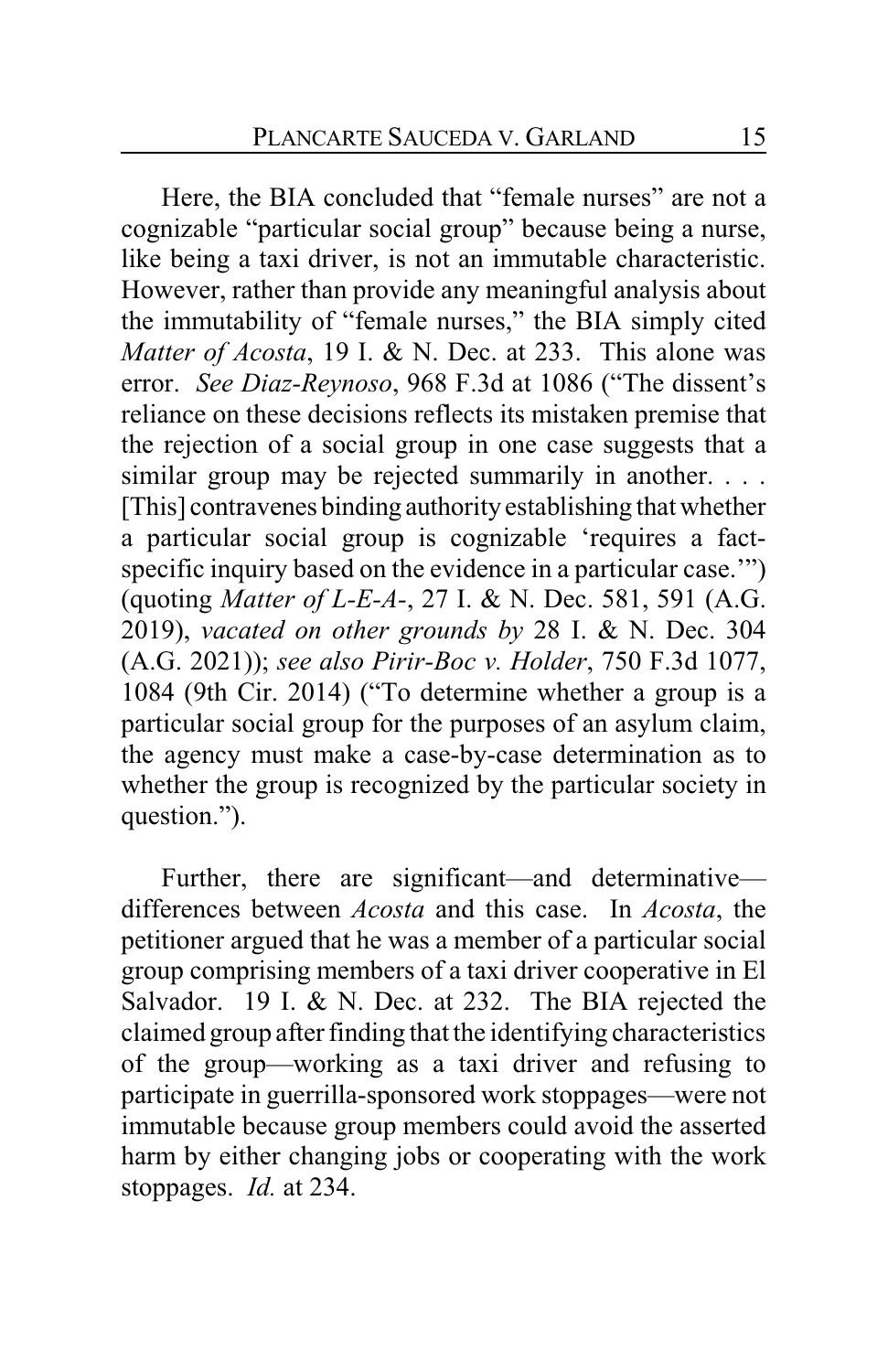Here, the BIA concluded that "female nurses" are not a cognizable "particular social group" because being a nurse, like being a taxi driver, is not an immutable characteristic. However, rather than provide any meaningful analysis about the immutability of "female nurses," the BIA simply cited *Matter of Acosta*, 19 I. & N. Dec. at 233. This alone was error. *See Diaz-Reynoso*, 968 F.3d at 1086 ("The dissent's reliance on these decisions reflects its mistaken premise that the rejection of a social group in one case suggests that a similar group may be rejected summarily in another. . . . [This] contravenes binding authority establishing that whether a particular social group is cognizable 'requires a fact-specific inquiry based on the evidence in a particular case.'") (quoting *Matter of L-E-A-*, 27 I. & N. Dec. 581, 591 (A.G. 2019), *vacated on other grounds by* 28 I. & N. Dec. 304 (A.G. 2021)); *see also Pirir-Boc v. Holder*, 750 F.3d 1077, 1084 (9th Cir. 2014) ("To determine whether a group is a particular social group for the purposes of an asylum claim, the agency must make a case-by-case determination as to whether the group is recognized by the particular society in question.").

Further, there are significant—and determinative—differences between *Acosta* and this case. In *Acosta*, the petitioner argued that he was a member of a particular social group comprising members of a taxi driver cooperative in El Salvador. 19 I. & N. Dec. at 232. The BIA rejected the claimed group after finding that the identifying characteristics of the group—working as a taxi driver and refusing to participate in guerrilla-sponsored work stoppages—were not immutable because group members could avoid the asserted harm by either changing jobs or cooperating with the work stoppages. *Id.* at 234.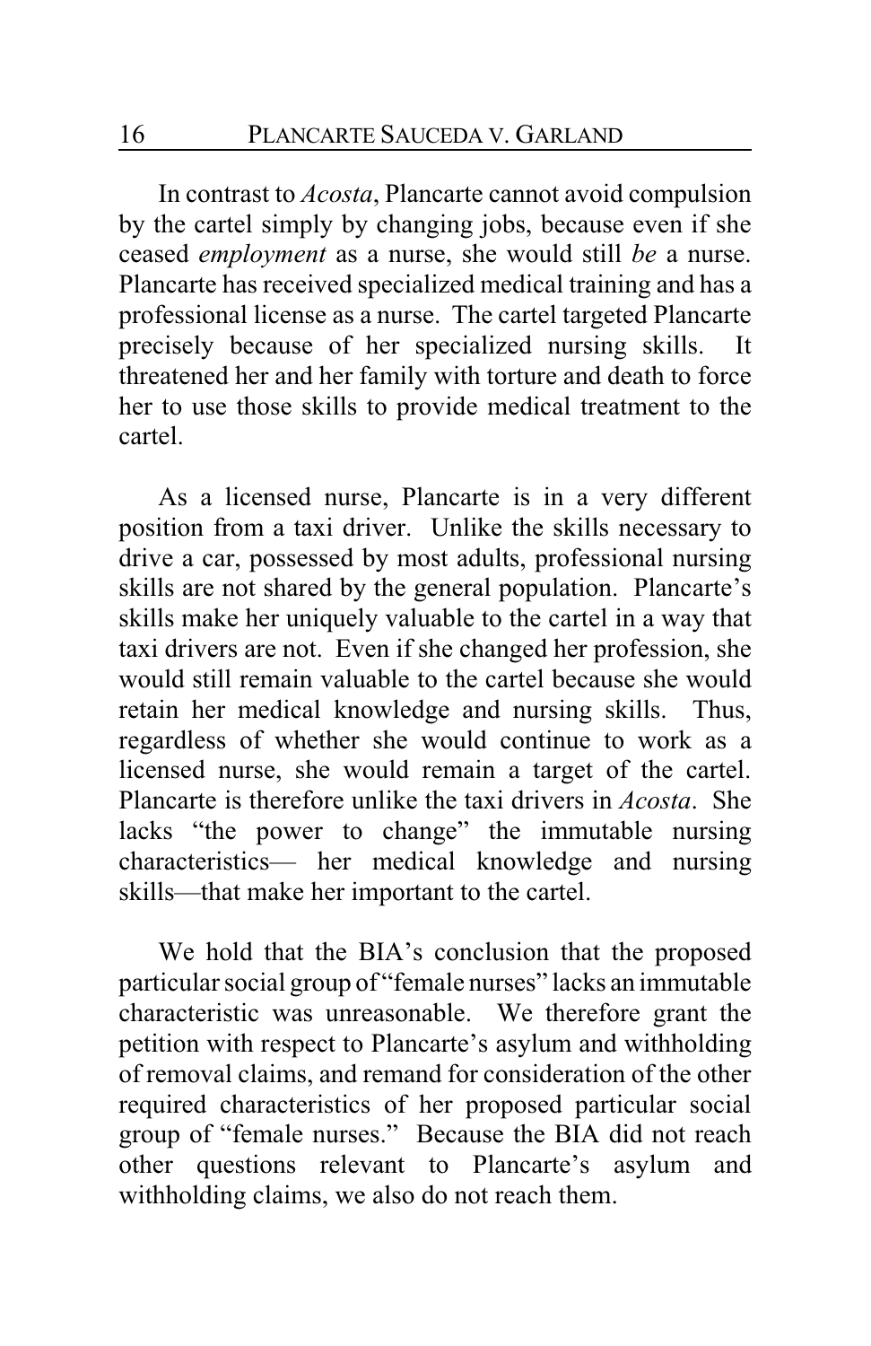In contrast to *Acosta*, Plancarte cannot avoid compulsion by the cartel simply by changing jobs, because even if she ceased *employment* as a nurse, she would still *be* a nurse. Plancarte has received specialized medical training and has a professional license as a nurse. The cartel targeted Plancarte precisely because of her specialized nursing skills. It threatened her and her family with torture and death to force her to use those skills to provide medical treatment to the cartel.

As a licensed nurse, Plancarte is in a very different position from a taxi driver. Unlike the skills necessary to drive a car, possessed by most adults, professional nursing skills are not shared by the general population. Plancarte's skills make her uniquely valuable to the cartel in a way that taxi drivers are not. Even if she changed her profession, she would still remain valuable to the cartel because she would retain her medical knowledge and nursing skills. Thus, regardless of whether she would continue to work as a licensed nurse, she would remain a target of the cartel. Plancarte is therefore unlike the taxi drivers in *Acosta*. She lacks "the power to change" the immutable nursing characteristics— her medical knowledge and nursing skills—that make her important to the cartel.

We hold that the BIA's conclusion that the proposed particular social group of "female nurses" lacks an immutable characteristic was unreasonable. We therefore grant the petition with respect to Plancarte's asylum and withholding of removal claims, and remand for consideration of the other required characteristics of her proposed particular social group of "female nurses." Because the BIA did not reach other questions relevant to Plancarte's asylum and withholding claims, we also do not reach them.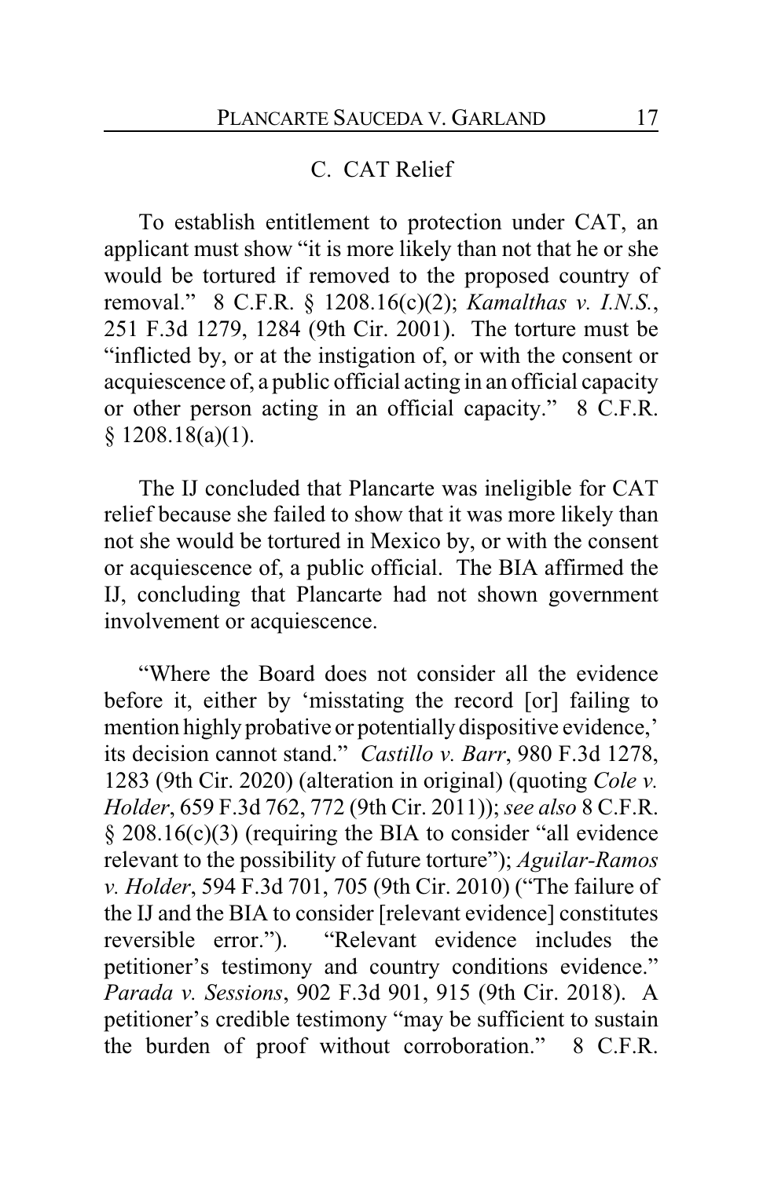### C. CAT Relief

To establish entitlement to protection under CAT, an applicant must show "it is more likely than not that he or she would be tortured if removed to the proposed country of removal." 8 C.F.R. § 1208.16(c)(2); *Kamalthas v. I.N.S.*, 251 F.3d 1279, 1284 (9th Cir. 2001). The torture must be "inflicted by, or at the instigation of, or with the consent or acquiescence of, a public official acting in an official capacity or other person acting in an official capacity." 8 C.F.R. § 1208.18(a)(1).

The IJ concluded that Plancarte was ineligible for CAT relief because she failed to show that it was more likely than not she would be tortured in Mexico by, or with the consent or acquiescence of, a public official. The BIA affirmed the IJ, concluding that Plancarte had not shown government involvement or acquiescence.

"Where the Board does not consider all the evidence before it, either by 'misstating the record [or] failing to mention highly probative or potentially dispositive evidence,' its decision cannot stand." *Castillo v. Barr*, 980 F.3d 1278, 1283 (9th Cir. 2020) (alteration in original) (quoting *Cole v. Holder*, 659 F.3d 762, 772 (9th Cir. 2011)); *see also* 8 C.F.R. § 208.16(c)(3) (requiring the BIA to consider "all evidence relevant to the possibility of future torture"); *Aguilar-Ramos v. Holder*, 594 F.3d 701, 705 (9th Cir. 2010) ("The failure of the IJ and the BIA to consider [relevant evidence] constitutes reversible error."). "Relevant evidence includes the petitioner's testimony and country conditions evidence." *Parada v. Sessions*, 902 F.3d 901, 915 (9th Cir. 2018). A petitioner's credible testimony "may be sufficient to sustain the burden of proof without corroboration." 8 C.F.R.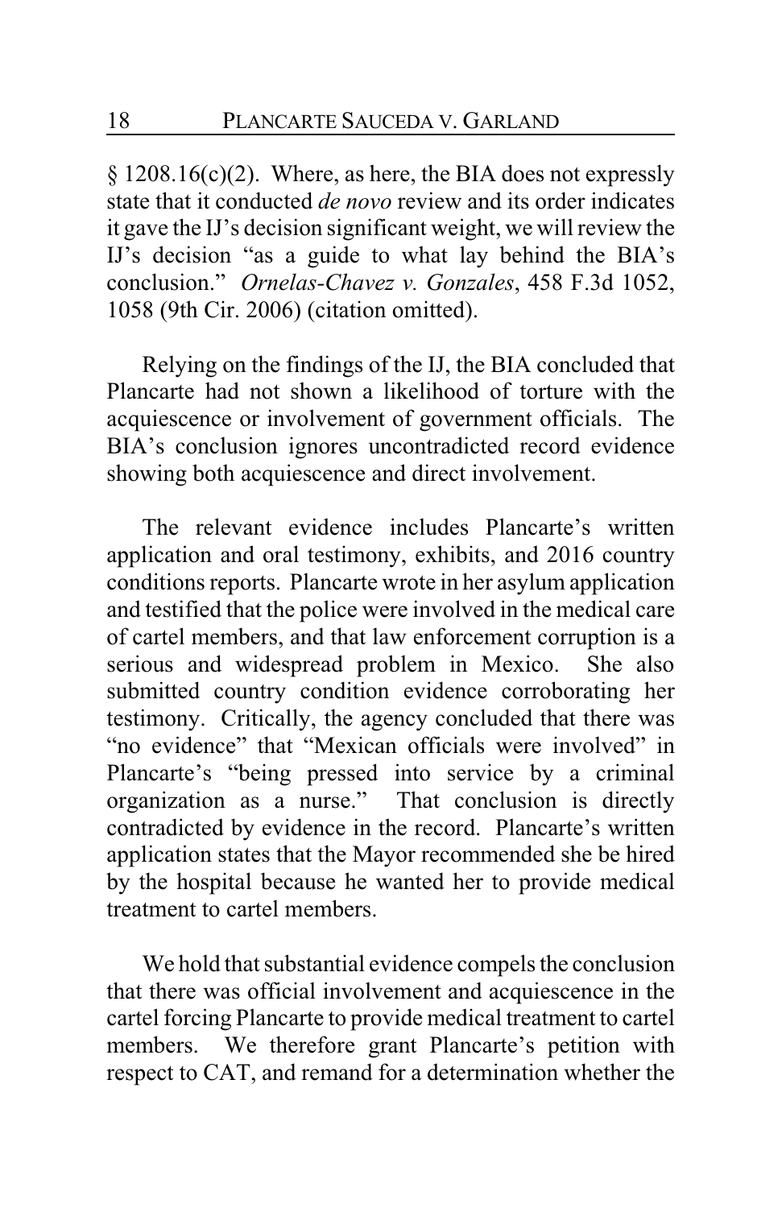§ 1208.16(c)(2). Where, as here, the BIA does not expressly state that it conducted *de novo* review and its order indicates it gave the IJ's decision significant weight, we will review the IJ's decision "as a guide to what lay behind the BIA's conclusion." *Ornelas-Chavez v. Gonzales*, 458 F.3d 1052, 1058 (9th Cir. 2006) (citation omitted).

Relying on the findings of the IJ, the BIA concluded that Plancarte had not shown a likelihood of torture with the acquiescence or involvement of government officials. The BIA's conclusion ignores uncontradicted record evidence showing both acquiescence and direct involvement.

The relevant evidence includes Plancarte's written application and oral testimony, exhibits, and 2016 country conditions reports. Plancarte wrote in her asylum application and testified that the police were involved in the medical care of cartel members, and that law enforcement corruption is a serious and widespread problem in Mexico. She also submitted country condition evidence corroborating her testimony. Critically, the agency concluded that there was "no evidence" that "Mexican officials were involved" in Plancarte's "being pressed into service by a criminal organization as a nurse." That conclusion is directly contradicted by evidence in the record. Plancarte's written application states that the Mayor recommended she be hired by the hospital because he wanted her to provide medical treatment to cartel members.

We hold that substantial evidence compels the conclusion that there was official involvement and acquiescence in the cartel forcing Plancarte to provide medical treatment to cartel members. We therefore grant Plancarte's petition with respect to CAT, and remand for a determination whether the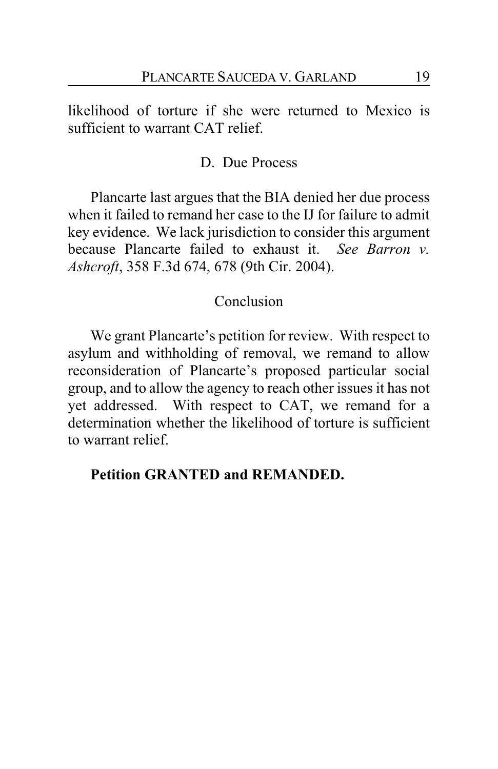likelihood of torture if she were returned to Mexico is sufficient to warrant CAT relief.

### D. Due Process

Plancarte last argues that the BIA denied her due process when it failed to remand her case to the IJ for failure to admit key evidence. We lack jurisdiction to consider this argument because Plancarte failed to exhaust it. *See Barron v. Ashcroft*, 358 F.3d 674, 678 (9th Cir. 2004).

## Conclusion

We grant Plancarte's petition for review. With respect to asylum and withholding of removal, we remand to allow reconsideration of Plancarte's proposed particular social group, and to allow the agency to reach other issues it has not yet addressed. With respect to CAT, we remand for a determination whether the likelihood of torture is sufficient to warrant relief.

**Petition GRANTED and REMANDED.**